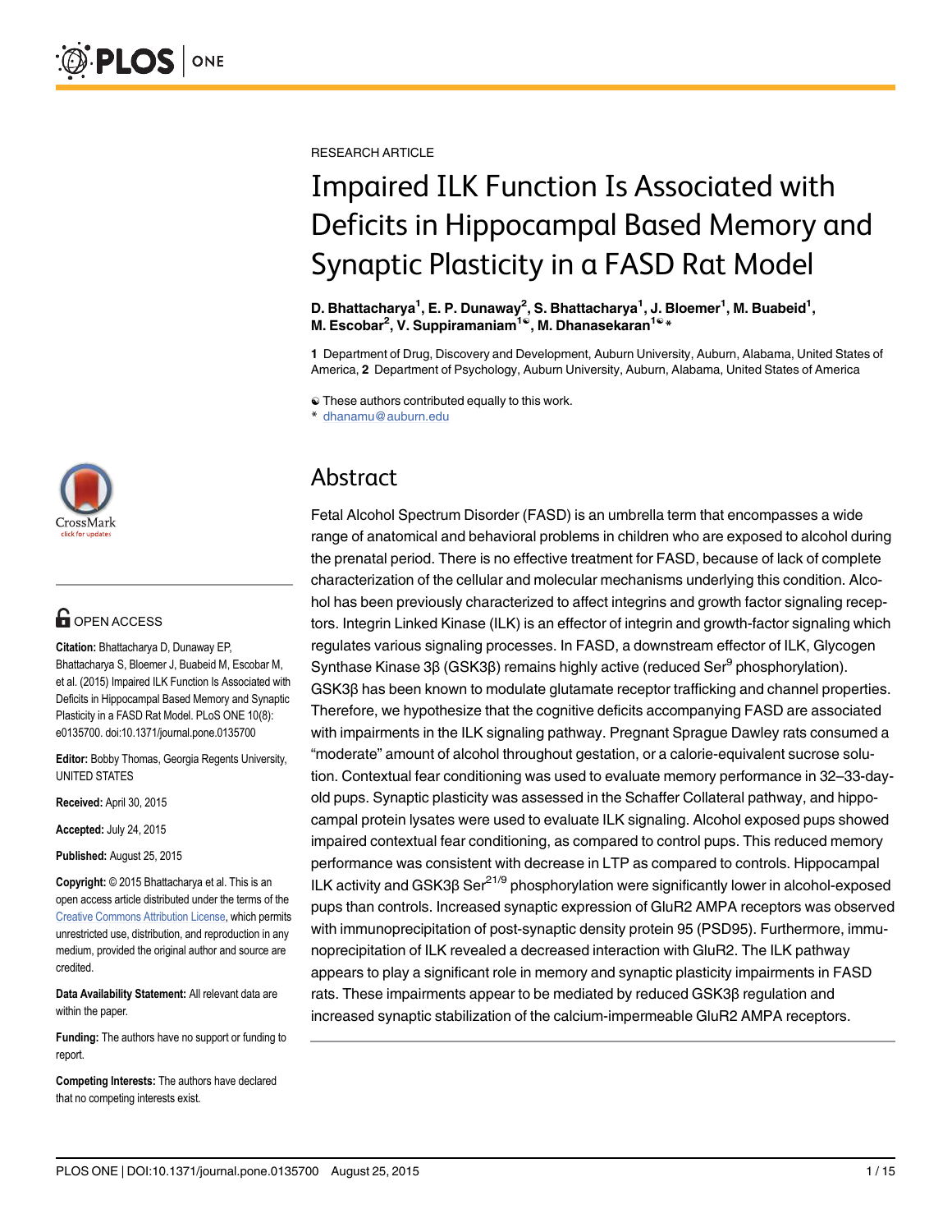RESEARCH ARTICLE

# Impaired ILK Function Is Associated with Deficits in Hippocampal Based Memory and Synaptic Plasticity in a FASD Rat Model

**D. Bhattacharya[1], E. P. Dunaway[2], S. Bhattacharya[1], J. Bloemer[1], M. Buabeid[1], M. Escobar[2], V. Suppiramaniam[1☯], M. Dhanasekaran[1☯*]**

**1** Department of Drug, Discovery and Development, Auburn University, Auburn, Alabama, United States of America, **2** Department of Psychology, Auburn University, Auburn, Alabama, United States of America

☯ These authors contributed equally to this work.
* dhanamu@auburn.edu

OPEN ACCESS

**Citation:** Bhattacharya D, Dunaway EP, Bhattacharya S, Bloemer J, Buabeid M, Escobar M, et al. (2015) Impaired ILK Function Is Associated with Deficits in Hippocampal Based Memory and Synaptic Plasticity in a FASD Rat Model. PLoS ONE 10(8): e0135700. doi:10.1371/journal.pone.0135700

**Editor:** Bobby Thomas, Georgia Regents University, UNITED STATES

**Received:** April 30, 2015

**Accepted:** July 24, 2015

**Published:** August 25, 2015

**Copyright:** © 2015 Bhattacharya et al. This is an open access article distributed under the terms of the Creative Commons Attribution License, which permits unrestricted use, distribution, and reproduction in any medium, provided the original author and source are credited.

**Data Availability Statement:** All relevant data are within the paper.

**Funding:** The authors have no support or funding to report.

**Competing Interests:** The authors have declared that no competing interests exist.

## Abstract

Fetal Alcohol Spectrum Disorder (FASD) is an umbrella term that encompasses a wide range of anatomical and behavioral problems in children who are exposed to alcohol during the prenatal period. There is no effective treatment for FASD, because of lack of complete characterization of the cellular and molecular mechanisms underlying this condition. Alcohol has been previously characterized to affect integrins and growth factor signaling receptors. Integrin Linked Kinase (ILK) is an effector of integrin and growth-factor signaling which regulates various signaling processes. In FASD, a downstream effector of ILK, Glycogen Synthase Kinase 3β (GSK3β) remains highly active (reduced $Ser^{9}$ phosphorylation). GSK3β has been known to modulate glutamate receptor trafficking and channel properties. Therefore, we hypothesize that the cognitive deficits accompanying FASD are associated with impairments in the ILK signaling pathway. Pregnant Sprague Dawley rats consumed a "moderate" amount of alcohol throughout gestation, or a calorie-equivalent sucrose solution. Contextual fear conditioning was used to evaluate memory performance in 32–33-day-old pups. Synaptic plasticity was assessed in the Schaffer Collateral pathway, and hippocampal protein lysates were used to evaluate ILK signaling. Alcohol exposed pups showed impaired contextual fear conditioning, as compared to control pups. This reduced memory performance was consistent with decrease in LTP as compared to controls. Hippocampal ILK activity and GSK3β $Ser^{21/9}$ phosphorylation were significantly lower in alcohol-exposed pups than controls. Increased synaptic expression of GluR2 AMPA receptors was observed with immunoprecipitation of post-synaptic density protein 95 (PSD95). Furthermore, immunoprecipitation of ILK revealed a decreased interaction with GluR2. The ILK pathway appears to play a significant role in memory and synaptic plasticity impairments in FASD rats. These impairments appear to be mediated by reduced GSK3β regulation and increased synaptic stabilization of the calcium-impermeable GluR2 AMPA receptors.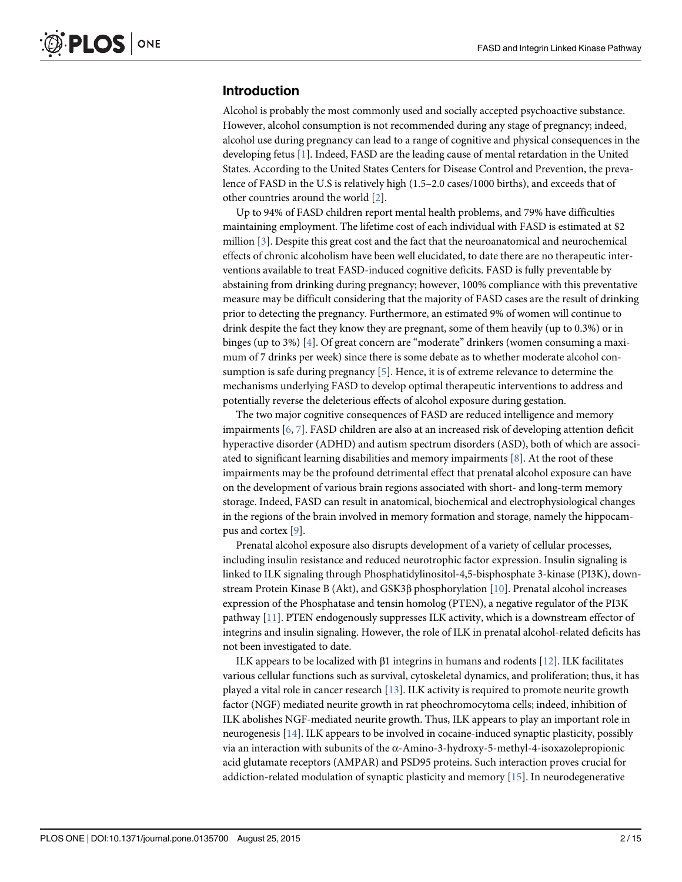## Introduction

Alcohol is probably the most commonly used and socially accepted psychoactive substance. However, alcohol consumption is not recommended during any stage of pregnancy; indeed, alcohol use during pregnancy can lead to a range of cognitive and physical consequences in the developing fetus [1]. Indeed, FASD are the leading cause of mental retardation in the United States. According to the United States Centers for Disease Control and Prevention, the prevalence of FASD in the U.S is relatively high (1.5–2.0 cases/1000 births), and exceeds that of other countries around the world [2].

Up to 94% of FASD children report mental health problems, and 79% have difficulties maintaining employment. The lifetime cost of each individual with FASD is estimated at $2 million [3]. Despite this great cost and the fact that the neuroanatomical and neurochemical effects of chronic alcoholism have been well elucidated, to date there are no therapeutic interventions available to treat FASD-induced cognitive deficits. FASD is fully preventable by abstaining from drinking during pregnancy; however, 100% compliance with this preventative measure may be difficult considering that the majority of FASD cases are the result of drinking prior to detecting the pregnancy. Furthermore, an estimated 9% of women will continue to drink despite the fact they know they are pregnant, some of them heavily (up to 0.3%) or in binges (up to 3%) [4]. Of great concern are "moderate" drinkers (women consuming a maximum of 7 drinks per week) since there is some debate as to whether moderate alcohol consumption is safe during pregnancy [5]. Hence, it is of extreme relevance to determine the mechanisms underlying FASD to develop optimal therapeutic interventions to address and potentially reverse the deleterious effects of alcohol exposure during gestation.

The two major cognitive consequences of FASD are reduced intelligence and memory impairments [6, 7]. FASD children are also at an increased risk of developing attention deficit hyperactive disorder (ADHD) and autism spectrum disorders (ASD), both of which are associated to significant learning disabilities and memory impairments [8]. At the root of these impairments may be the profound detrimental effect that prenatal alcohol exposure can have on the development of various brain regions associated with short- and long-term memory storage. Indeed, FASD can result in anatomical, biochemical and electrophysiological changes in the regions of the brain involved in memory formation and storage, namely the hippocampus and cortex [9].

Prenatal alcohol exposure also disrupts development of a variety of cellular processes, including insulin resistance and reduced neurotrophic factor expression. Insulin signaling is linked to ILK signaling through Phosphatidylinositol-4,5-bisphosphate 3-kinase (PI3K), downstream Protein Kinase B (Akt), and GSK3β phosphorylation [10]. Prenatal alcohol increases expression of the Phosphatase and tensin homolog (PTEN), a negative regulator of the PI3K pathway [11]. PTEN endogenously suppresses ILK activity, which is a downstream effector of integrins and insulin signaling. However, the role of ILK in prenatal alcohol-related deficits has not been investigated to date.

ILK appears to be localized with β1 integrins in humans and rodents [12]. ILK facilitates various cellular functions such as survival, cytoskeletal dynamics, and proliferation; thus, it has played a vital role in cancer research [13]. ILK activity is required to promote neurite growth factor (NGF) mediated neurite growth in rat pheochromocytoma cells; indeed, inhibition of ILK abolishes NGF-mediated neurite growth. Thus, ILK appears to play an important role in neurogenesis [14]. ILK appears to be involved in cocaine-induced synaptic plasticity, possibly via an interaction with subunits of the α-Amino-3-hydroxy-5-methyl-4-isoxazolepropionic acid glutamate receptors (AMPAR) and PSD95 proteins. Such interaction proves crucial for addiction-related modulation of synaptic plasticity and memory [15]. In neurodegenerative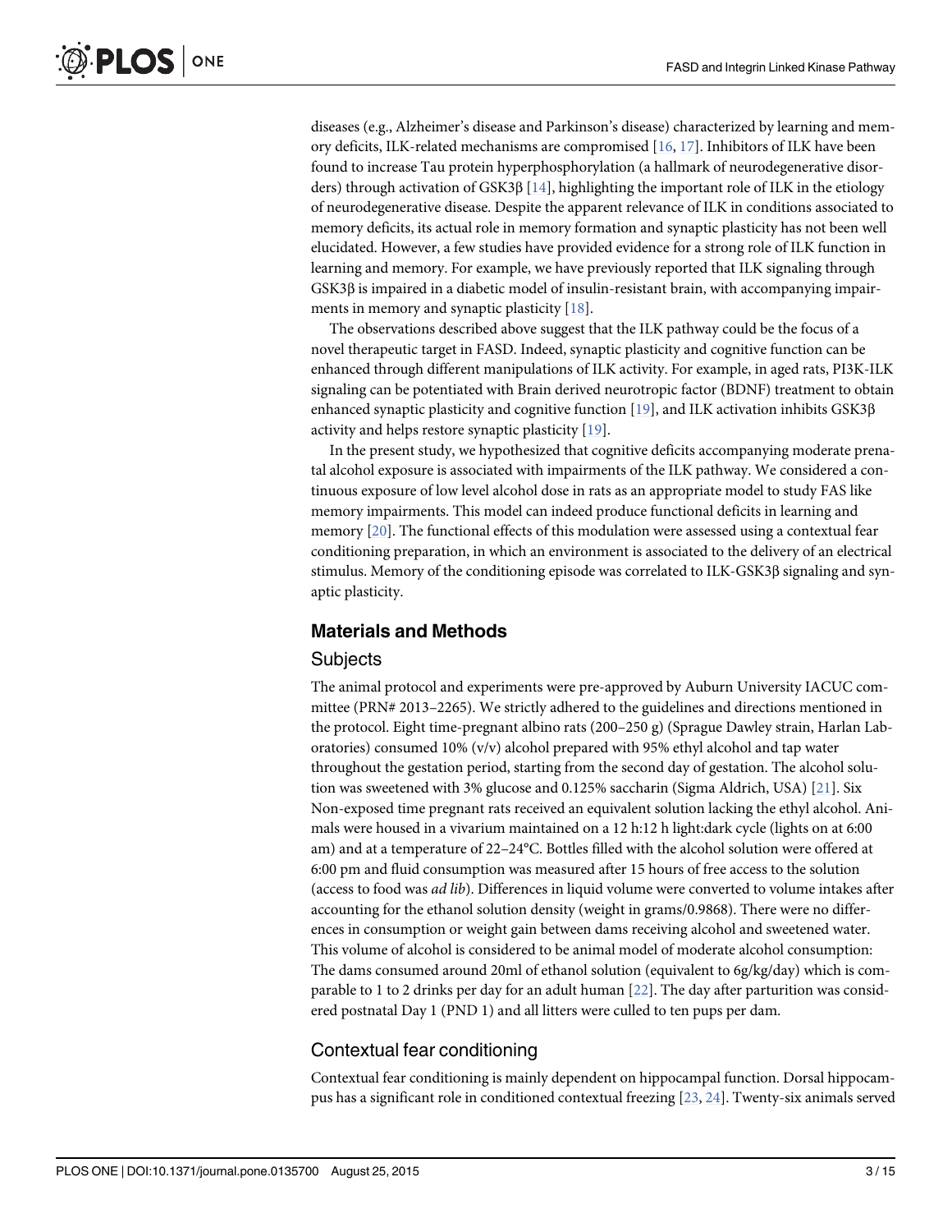diseases (e.g., Alzheimer's disease and Parkinson's disease) characterized by learning and memory deficits, ILK-related mechanisms are compromised [16, 17]. Inhibitors of ILK have been found to increase Tau protein hyperphosphorylation (a hallmark of neurodegenerative disorders) through activation of GSK3β [14], highlighting the important role of ILK in the etiology of neurodegenerative disease. Despite the apparent relevance of ILK in conditions associated to memory deficits, its actual role in memory formation and synaptic plasticity has not been well elucidated. However, a few studies have provided evidence for a strong role of ILK function in learning and memory. For example, we have previously reported that ILK signaling through GSK3β is impaired in a diabetic model of insulin-resistant brain, with accompanying impairments in memory and synaptic plasticity [18].

The observations described above suggest that the ILK pathway could be the focus of a novel therapeutic target in FASD. Indeed, synaptic plasticity and cognitive function can be enhanced through different manipulations of ILK activity. For example, in aged rats, PI3K-ILK signaling can be potentiated with Brain derived neurotropic factor (BDNF) treatment to obtain enhanced synaptic plasticity and cognitive function [19], and ILK activation inhibits GSK3β activity and helps restore synaptic plasticity [19].

In the present study, we hypothesized that cognitive deficits accompanying moderate prenatal alcohol exposure is associated with impairments of the ILK pathway. We considered a continuous exposure of low level alcohol dose in rats as an appropriate model to study FAS like memory impairments. This model can indeed produce functional deficits in learning and memory [20]. The functional effects of this modulation were assessed using a contextual fear conditioning preparation, in which an environment is associated to the delivery of an electrical stimulus. Memory of the conditioning episode was correlated to ILK-GSK3β signaling and synaptic plasticity.

## Materials and Methods

### Subjects

The animal protocol and experiments were pre-approved by Auburn University IACUC committee (PRN# 2013–2265). We strictly adhered to the guidelines and directions mentioned in the protocol. Eight time-pregnant albino rats (200–250 g) (Sprague Dawley strain, Harlan Laboratories) consumed 10% (v/v) alcohol prepared with 95% ethyl alcohol and tap water throughout the gestation period, starting from the second day of gestation. The alcohol solution was sweetened with 3% glucose and 0.125% saccharin (Sigma Aldrich, USA) [21]. Six Non-exposed time pregnant rats received an equivalent solution lacking the ethyl alcohol. Animals were housed in a vivarium maintained on a 12 h:12 h light:dark cycle (lights on at 6:00 am) and at a temperature of 22–24°C. Bottles filled with the alcohol solution were offered at 6:00 pm and fluid consumption was measured after 15 hours of free access to the solution (access to food was *ad lib*). Differences in liquid volume were converted to volume intakes after accounting for the ethanol solution density (weight in grams/0.9868). There were no differences in consumption or weight gain between dams receiving alcohol and sweetened water. This volume of alcohol is considered to be animal model of moderate alcohol consumption: The dams consumed around 20ml of ethanol solution (equivalent to 6g/kg/day) which is comparable to 1 to 2 drinks per day for an adult human [22]. The day after parturition was considered postnatal Day 1 (PND 1) and all litters were culled to ten pups per dam.

### Contextual fear conditioning

Contextual fear conditioning is mainly dependent on hippocampal function. Dorsal hippocampus has a significant role in conditioned contextual freezing [23, 24]. Twenty-six animals served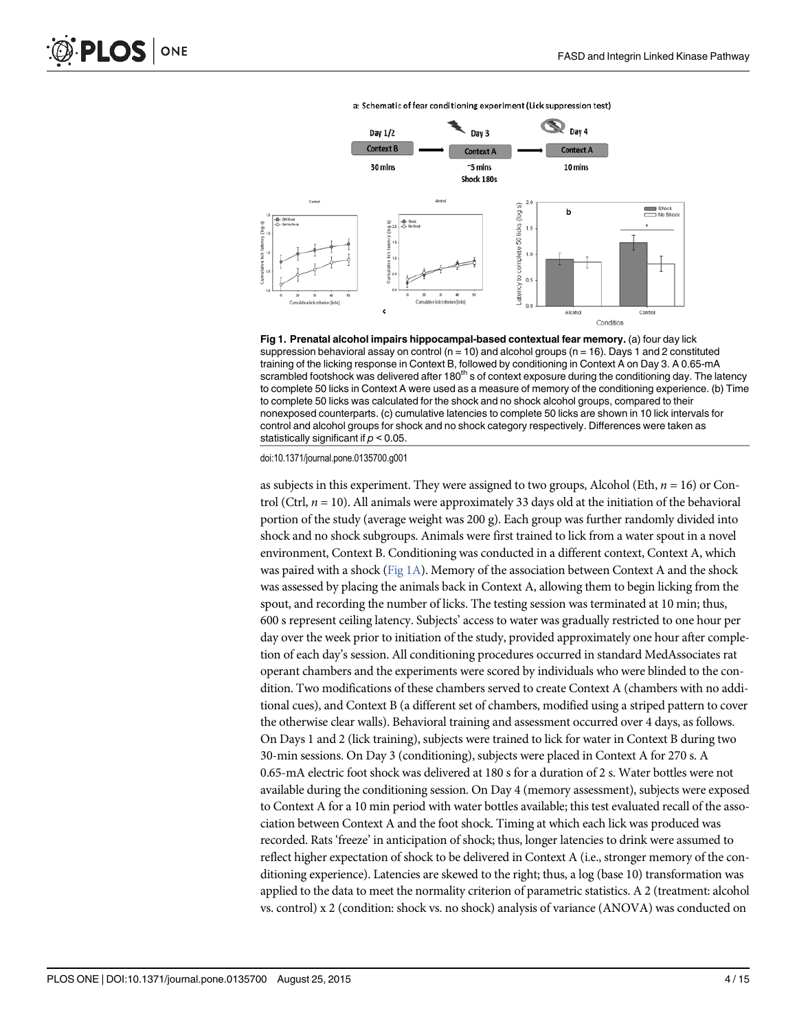Fig 1. Prenatal alcohol impairs hippocampal-based contextual fear memory. (a) four day lick suppression behavioral assay on control (n = 10) and alcohol groups (n = 16). Days 1 and 2 constituted training of the licking response in Context B, followed by conditioning in Context A on Day 3. A 0.65-mA scrambled footshock was delivered after 180[th] s of context exposure during the conditioning day. The latency to complete 50 licks in Context A were used as a measure of memory of the conditioning experience. (b) Time to complete 50 licks was calculated for the shock and no shock alcohol groups, compared to their nonexposed counterparts. (c) cumulative latencies to complete 50 licks are shown in 10 lick intervals for control and alcohol groups for shock and no shock category respectively. Differences were taken as statistically significant if $p < 0.05$.

doi:10.1371/journal.pone.0135700.g001

as subjects in this experiment. They were assigned to two groups, Alcohol (Eth, $n = 16$) or Control (Ctrl, $n = 10$). All animals were approximately 33 days old at the initiation of the behavioral portion of the study (average weight was 200 g). Each group was further randomly divided into shock and no shock subgroups. Animals were first trained to lick from a water spout in a novel environment, Context B. Conditioning was conducted in a different context, Context A, which was paired with a shock (Fig 1A). Memory of the association between Context A and the shock was assessed by placing the animals back in Context A, allowing them to begin licking from the spout, and recording the number of licks. The testing session was terminated at 10 min; thus, 600 s represent ceiling latency. Subjects' access to water was gradually restricted to one hour per day over the week prior to initiation of the study, provided approximately one hour after completion of each day's session. All conditioning procedures occurred in standard MedAssociates rat operant chambers and the experiments were scored by individuals who were blinded to the condition. Two modifications of these chambers served to create Context A (chambers with no additional cues), and Context B (a different set of chambers, modified using a striped pattern to cover the otherwise clear walls). Behavioral training and assessment occurred over 4 days, as follows. On Days 1 and 2 (lick training), subjects were trained to lick for water in Context B during two 30-min sessions. On Day 3 (conditioning), subjects were placed in Context A for 270 s. A 0.65-mA electric foot shock was delivered at 180 s for a duration of 2 s. Water bottles were not available during the conditioning session. On Day 4 (memory assessment), subjects were exposed to Context A for a 10 min period with water bottles available; this test evaluated recall of the association between Context A and the foot shock. Timing at which each lick was produced was recorded. Rats 'freeze' in anticipation of shock; thus, longer latencies to drink were assumed to reflect higher expectation of shock to be delivered in Context A (i.e., stronger memory of the conditioning experience). Latencies are skewed to the right; thus, a log (base 10) transformation was applied to the data to meet the normality criterion of parametric statistics. A 2 (treatment: alcohol vs. control) x 2 (condition: shock vs. no shock) analysis of variance (ANOVA) was conducted on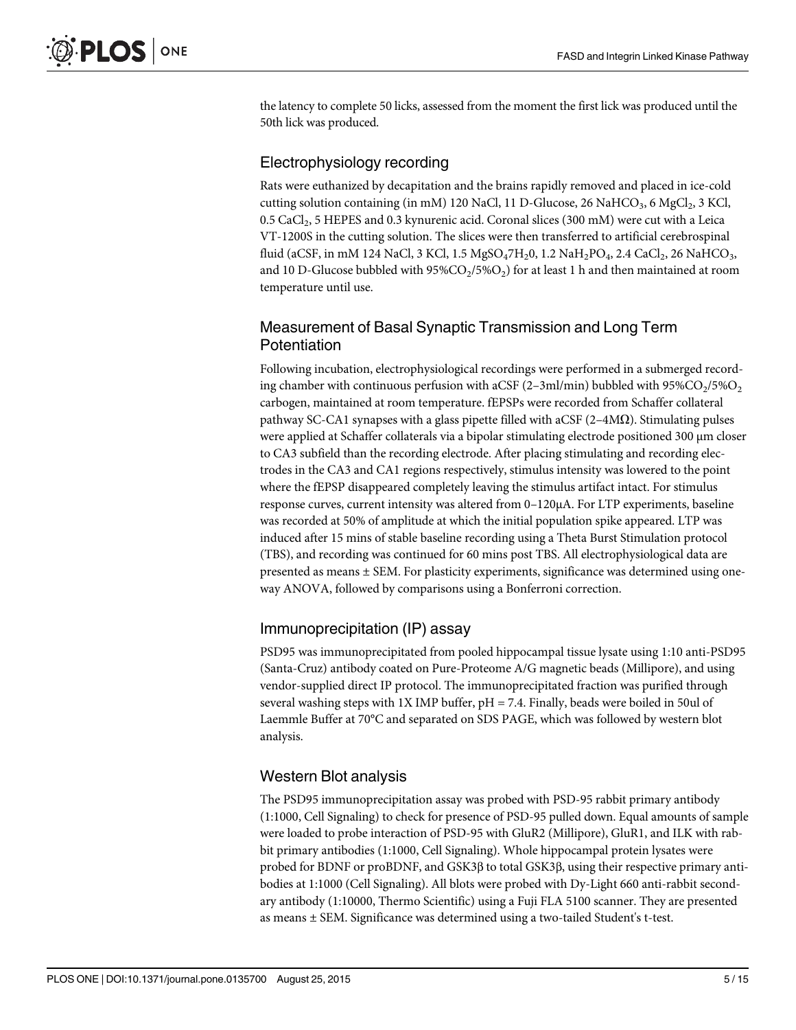the latency to complete 50 licks, assessed from the moment the first lick was produced until the 50th lick was produced.

## Electrophysiology recording

Rats were euthanized by decapitation and the brains rapidly removed and placed in ice-cold cutting solution containing (in mM) 120 NaCl, 11 D-Glucose, 26 $NaHCO_3$, 6 $MgCl_2$, 3 KCl, 0.5 $CaCl_2$, 5 HEPES and 0.3 kynurenic acid. Coronal slices (300 mM) were cut with a Leica VT-1200S in the cutting solution. The slices were then transferred to artificial cerebrospinal fluid (aCSF, in mM 124 NaCl, 3 KCl, 1.5 $MgSO_47H_20$, 1.2 $NaH_2PO_4$, 2.4 $CaCl_2$, 26 $NaHCO_3$, and 10 D-Glucose bubbled with 95%$CO_2$/5%$O_2$) for at least 1 h and then maintained at room temperature until use.

## Measurement of Basal Synaptic Transmission and Long Term Potentiation

Following incubation, electrophysiological recordings were performed in a submerged recording chamber with continuous perfusion with aCSF (2–3ml/min) bubbled with 95%$CO_2$/5%$O_2$ carbogen, maintained at room temperature. fEPSPs were recorded from Schaffer collateral pathway SC-CA1 synapses with a glass pipette filled with aCSF (2–4MΩ). Stimulating pulses were applied at Schaffer collaterals via a bipolar stimulating electrode positioned 300 μm closer to CA3 subfield than the recording electrode. After placing stimulating and recording electrodes in the CA3 and CA1 regions respectively, stimulus intensity was lowered to the point where the fEPSP disappeared completely leaving the stimulus artifact intact. For stimulus response curves, current intensity was altered from 0–120μA. For LTP experiments, baseline was recorded at 50% of amplitude at which the initial population spike appeared. LTP was induced after 15 mins of stable baseline recording using a Theta Burst Stimulation protocol (TBS), and recording was continued for 60 mins post TBS. All electrophysiological data are presented as means ± SEM. For plasticity experiments, significance was determined using one-way ANOVA, followed by comparisons using a Bonferroni correction.

## Immunoprecipitation (IP) assay

PSD95 was immunoprecipitated from pooled hippocampal tissue lysate using 1:10 anti-PSD95 (Santa-Cruz) antibody coated on Pure-Proteome A/G magnetic beads (Millipore), and using vendor-supplied direct IP protocol. The immunoprecipitated fraction was purified through several washing steps with 1X IMP buffer, pH = 7.4. Finally, beads were boiled in 50ul of Laemmle Buffer at 70°C and separated on SDS PAGE, which was followed by western blot analysis.

## Western Blot analysis

The PSD95 immunoprecipitation assay was probed with PSD-95 rabbit primary antibody (1:1000, Cell Signaling) to check for presence of PSD-95 pulled down. Equal amounts of sample were loaded to probe interaction of PSD-95 with GluR2 (Millipore), GluR1, and ILK with rabbit primary antibodies (1:1000, Cell Signaling). Whole hippocampal protein lysates were probed for BDNF or proBDNF, and GSK3β to total GSK3β, using their respective primary antibodies at 1:1000 (Cell Signaling). All blots were probed with Dy-Light 660 anti-rabbit secondary antibody (1:10000, Thermo Scientific) using a Fuji FLA 5100 scanner. They are presented as means ± SEM. Significance was determined using a two-tailed Student's t-test.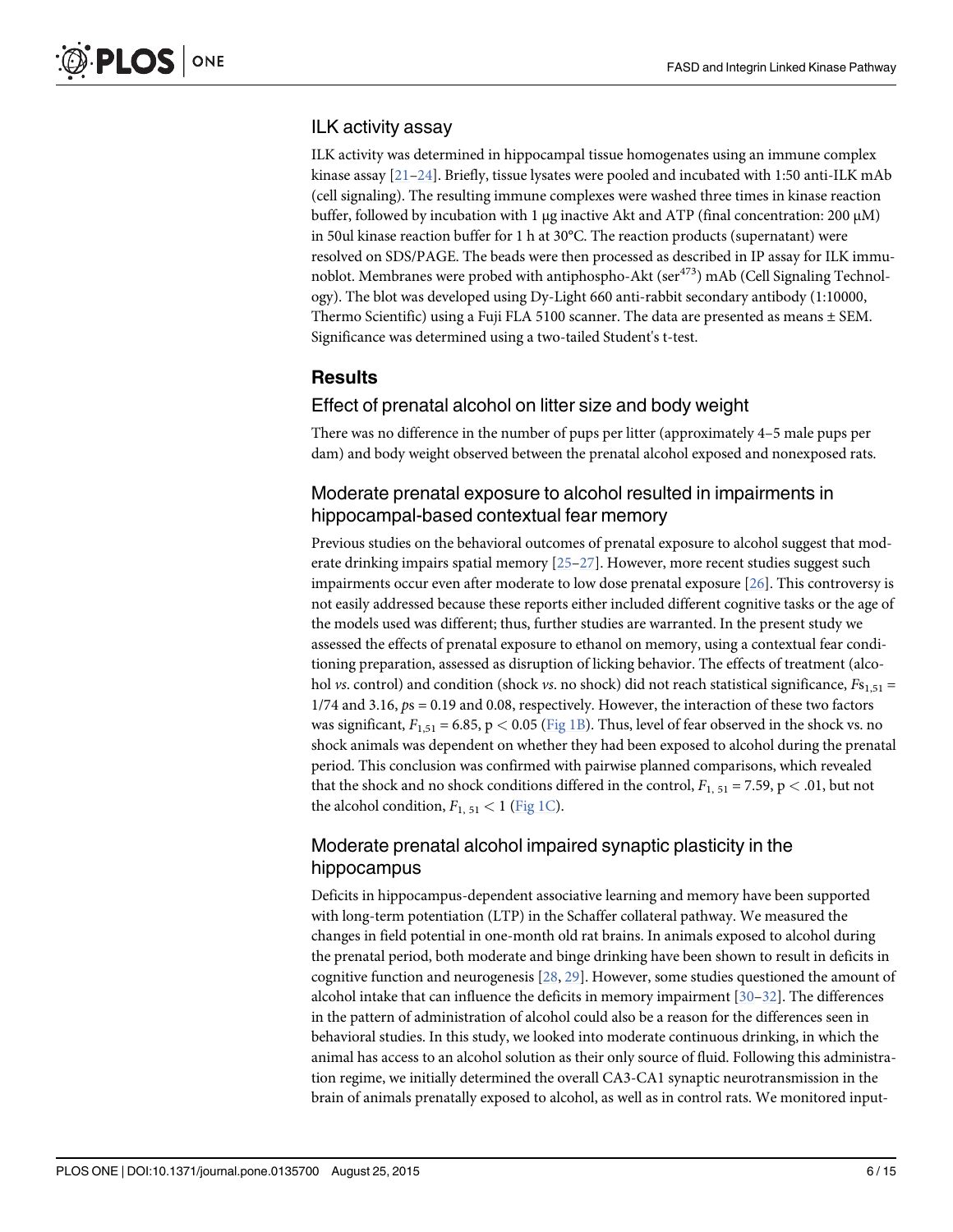### ILK activity assay

ILK activity was determined in hippocampal tissue homogenates using an immune complex kinase assay [21–24]. Briefly, tissue lysates were pooled and incubated with 1:50 anti-ILK mAb (cell signaling). The resulting immune complexes were washed three times in kinase reaction buffer, followed by incubation with 1 μg inactive Akt and ATP (final concentration: 200 μM) in 50ul kinase reaction buffer for 1 h at 30°C. The reaction products (supernatant) were resolved on SDS/PAGE. The beads were then processed as described in IP assay for ILK immunoblot. Membranes were probed with antiphospho-Akt (ser[473]) mAb (Cell Signaling Technology). The blot was developed using Dy-Light 660 anti-rabbit secondary antibody (1:10000, Thermo Scientific) using a Fuji FLA 5100 scanner. The data are presented as means ± SEM. Significance was determined using a two-tailed Student's t-test.

## Results

### Effect of prenatal alcohol on litter size and body weight

There was no difference in the number of pups per litter (approximately 4–5 male pups per dam) and body weight observed between the prenatal alcohol exposed and nonexposed rats.

### Moderate prenatal exposure to alcohol resulted in impairments in hippocampal-based contextual fear memory

Previous studies on the behavioral outcomes of prenatal exposure to alcohol suggest that moderate drinking impairs spatial memory [25–27]. However, more recent studies suggest such impairments occur even after moderate to low dose prenatal exposure [26]. This controversy is not easily addressed because these reports either included different cognitive tasks or the age of the models used was different; thus, further studies are warranted. In the present study we assessed the effects of prenatal exposure to ethanol on memory, using a contextual fear conditioning preparation, assessed as disruption of licking behavior. The effects of treatment (alcohol *vs*. control) and condition (shock *vs*. no shock) did not reach statistical significance, $Fs_{1,51}$ = 1/74 and 3.16, *p*s = 0.19 and 0.08, respectively. However, the interaction of these two factors was significant, $F_{1,51} = 6.85$, $p < 0.05$ (Fig 1B). Thus, level of fear observed in the shock vs. no shock animals was dependent on whether they had been exposed to alcohol during the prenatal period. This conclusion was confirmed with pairwise planned comparisons, which revealed that the shock and no shock conditions differed in the control, $F_{1, 51} = 7.59$, $p < .01$, but not the alcohol condition, $F_{1, 51} < 1$ (Fig 1C).

### Moderate prenatal alcohol impaired synaptic plasticity in the hippocampus

Deficits in hippocampus-dependent associative learning and memory have been supported with long-term potentiation (LTP) in the Schaffer collateral pathway. We measured the changes in field potential in one-month old rat brains. In animals exposed to alcohol during the prenatal period, both moderate and binge drinking have been shown to result in deficits in cognitive function and neurogenesis [28, 29]. However, some studies questioned the amount of alcohol intake that can influence the deficits in memory impairment [30–32]. The differences in the pattern of administration of alcohol could also be a reason for the differences seen in behavioral studies. In this study, we looked into moderate continuous drinking, in which the animal has access to an alcohol solution as their only source of fluid. Following this administration regime, we initially determined the overall CA3-CA1 synaptic neurotransmission in the brain of animals prenatally exposed to alcohol, as well as in control rats. We monitored input-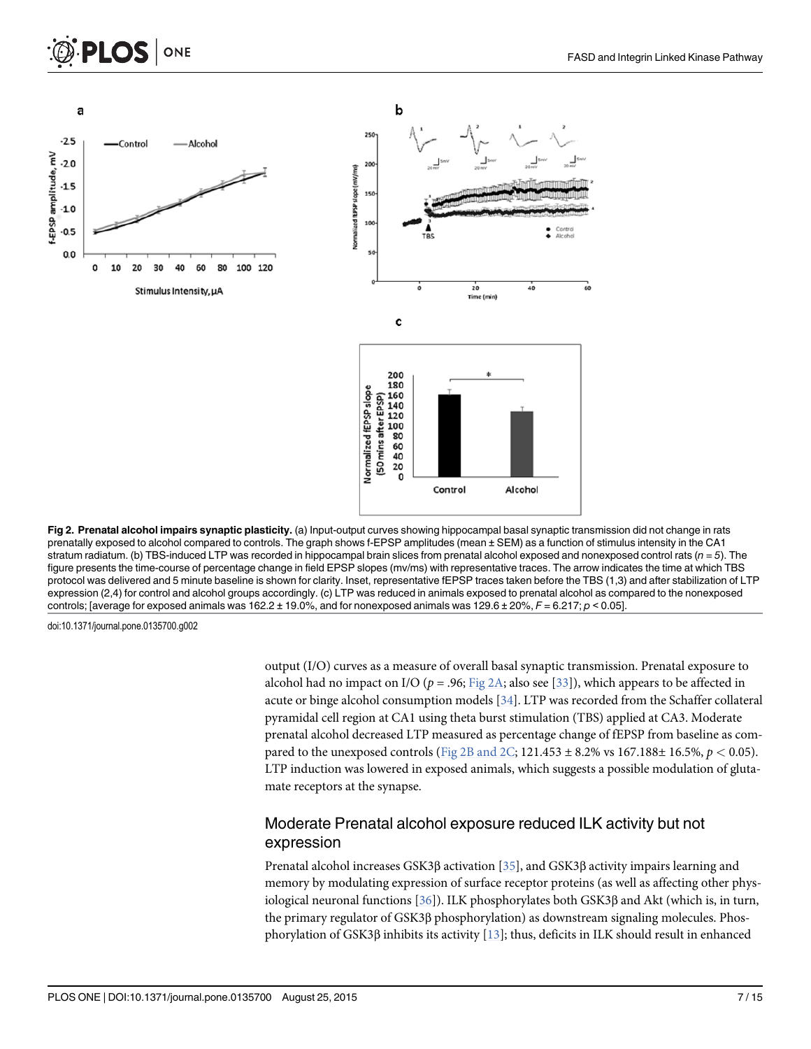**Fig 2. Prenatal alcohol impairs synaptic plasticity.** (a) Input-output curves showing hippocampal basal synaptic transmission did not change in rats prenatally exposed to alcohol compared to controls. The graph shows f-EPSP amplitudes (mean ± SEM) as a function of stimulus intensity in the CA1 stratum radiatum. (b) TBS-induced LTP was recorded in hippocampal brain slices from prenatal alcohol exposed and nonexposed control rats ($n = 5$). The figure presents the time-course of percentage change in field EPSP slopes (mv/ms) with representative traces. The arrow indicates the time at which TBS protocol was delivered and 5 minute baseline is shown for clarity. Inset, representative fEPSP traces taken before the TBS (1,3) and after stabilization of LTP expression (2,4) for control and alcohol groups accordingly. (c) LTP was reduced in animals exposed to prenatal alcohol as compared to the nonexposed controls; [average for exposed animals was 162.2 ± 19.0%, and for nonexposed animals was 129.6 ± 20%, $F = 6.217$; $p < 0.05$].

doi:10.1371/journal.pone.0135700.g002

output (I/O) curves as a measure of overall basal synaptic transmission. Prenatal exposure to alcohol had no impact on I/O ($p = .96$; Fig 2A; also see [33]), which appears to be affected in acute or binge alcohol consumption models [34]. LTP was recorded from the Schaffer collateral pyramidal cell region at CA1 using theta burst stimulation (TBS) applied at CA3. Moderate prenatal alcohol decreased LTP measured as percentage change of fEPSP from baseline as compared to the unexposed controls (Fig 2B and 2C; 121.453 ± 8.2% vs 167.188± 16.5%, $p < 0.05$). LTP induction was lowered in exposed animals, which suggests a possible modulation of glutamate receptors at the synapse.

## Moderate Prenatal alcohol exposure reduced ILK activity but not expression

Prenatal alcohol increases GSK3β activation [35], and GSK3β activity impairs learning and memory by modulating expression of surface receptor proteins (as well as affecting other physiological neuronal functions [36]). ILK phosphorylates both GSK3β and Akt (which is, in turn, the primary regulator of GSK3β phosphorylation) as downstream signaling molecules. Phosphorylation of GSK3β inhibits its activity [13]; thus, deficits in ILK should result in enhanced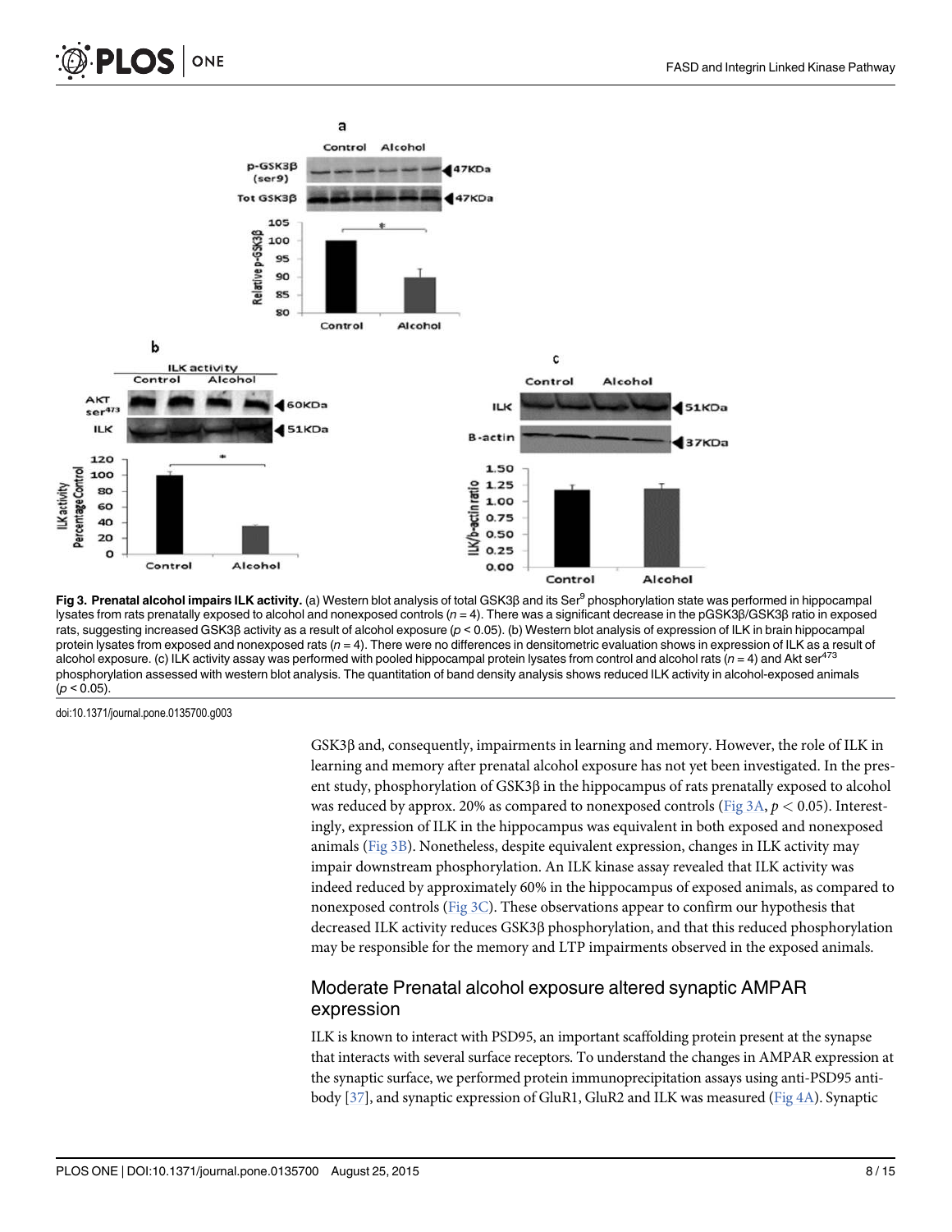**Fig 3. Prenatal alcohol impairs ILK activity.** (a) Western blot analysis of total GSK3β and its Ser[9] phosphorylation state was performed in hippocampal lysates from rats prenatally exposed to alcohol and nonexposed controls ($n = 4$). There was a significant decrease in the pGSK3β/GSK3β ratio in exposed rats, suggesting increased GSK3β activity as a result of alcohol exposure ($p < 0.05$). (b) Western blot analysis of expression of ILK in brain hippocampal protein lysates from exposed and nonexposed rats ($n = 4$). There were no differences in densitometric evaluation shows in expression of ILK as a result of alcohol exposure. (c) ILK activity assay was performed with pooled hippocampal protein lysates from control and alcohol rats ($n = 4$) and Akt ser[473] phosphorylation assessed with western blot analysis. The quantitation of band density analysis shows reduced ILK activity in alcohol-exposed animals ($p < 0.05$).

doi:10.1371/journal.pone.0135700.g003

GSK3β and, consequently, impairments in learning and memory. However, the role of ILK in learning and memory after prenatal alcohol exposure has not yet been investigated. In the present study, phosphorylation of GSK3β in the hippocampus of rats prenatally exposed to alcohol was reduced by approx. 20% as compared to nonexposed controls (Fig 3A, $p < 0.05$). Interestingly, expression of ILK in the hippocampus was equivalent in both exposed and nonexposed animals (Fig 3B). Nonetheless, despite equivalent expression, changes in ILK activity may impair downstream phosphorylation. An ILK kinase assay revealed that ILK activity was indeed reduced by approximately 60% in the hippocampus of exposed animals, as compared to nonexposed controls (Fig 3C). These observations appear to confirm our hypothesis that decreased ILK activity reduces GSK3β phosphorylation, and that this reduced phosphorylation may be responsible for the memory and LTP impairments observed in the exposed animals.

## Moderate Prenatal alcohol exposure altered synaptic AMPAR expression

ILK is known to interact with PSD95, an important scaffolding protein present at the synapse that interacts with several surface receptors. To understand the changes in AMPAR expression at the synaptic surface, we performed protein immunoprecipitation assays using anti-PSD95 antibody [37], and synaptic expression of GluR1, GluR2 and ILK was measured (Fig 4A). Synaptic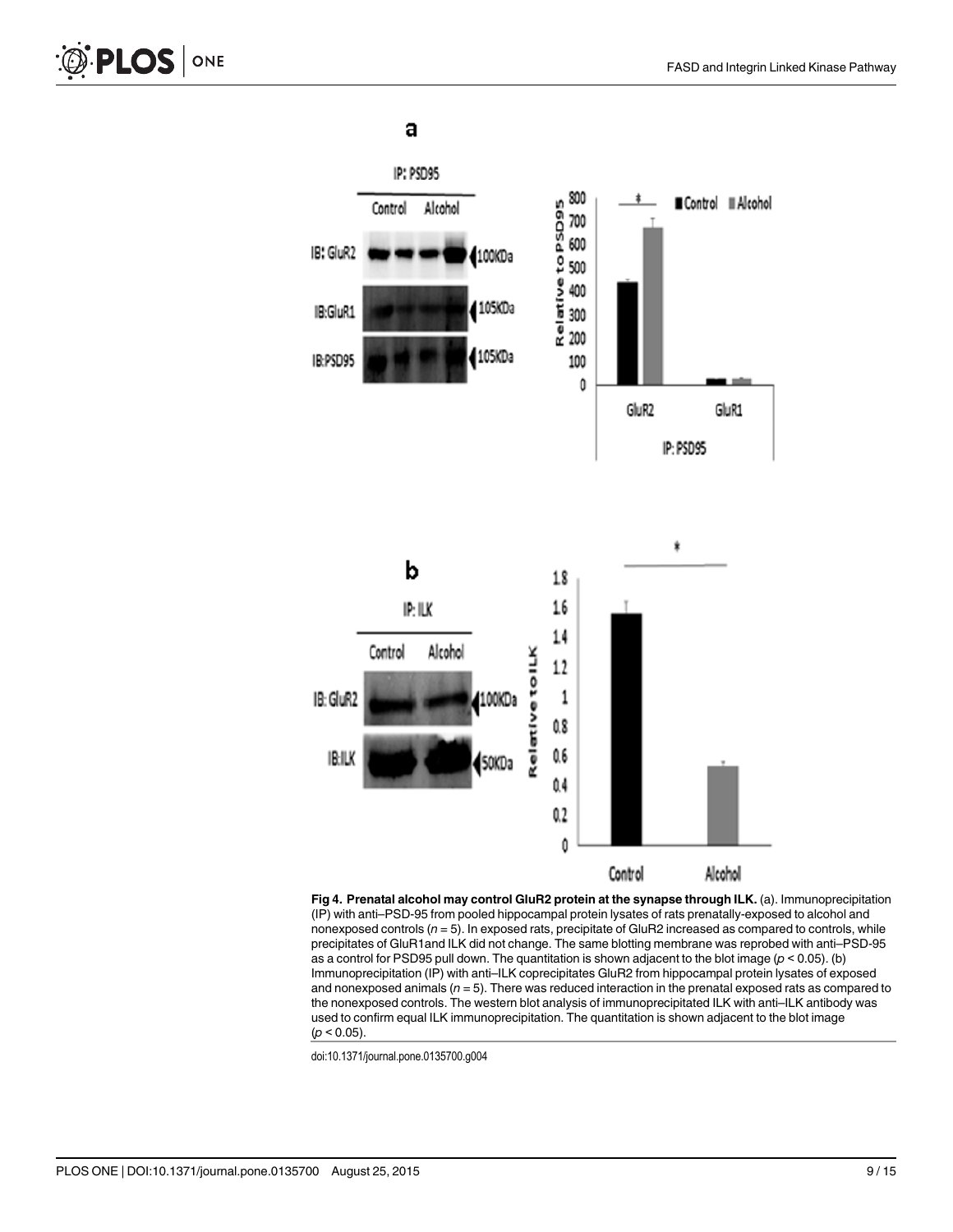**Fig 4. Prenatal alcohol may control GluR2 protein at the synapse through ILK.** (a). Immunoprecipitation (IP) with anti–PSD-95 from pooled hippocampal protein lysates of rats prenatally-exposed to alcohol and nonexposed controls ($n = 5$). In exposed rats, precipitate of GluR2 increased as compared to controls, while precipitates of GluR1and ILK did not change. The same blotting membrane was reprobed with anti–PSD-95 as a control for PSD95 pull down. The quantitation is shown adjacent to the blot image ($p < 0.05$). (b) Immunoprecipitation (IP) with anti–ILK coprecipitates GluR2 from hippocampal protein lysates of exposed and nonexposed animals ($n = 5$). There was reduced interaction in the prenatal exposed rats as compared to the nonexposed controls. The western blot analysis of immunoprecipitated ILK with anti–ILK antibody was used to confirm equal ILK immunoprecipitation. The quantitation is shown adjacent to the blot image ($p < 0.05$).

doi:10.1371/journal.pone.0135700.g004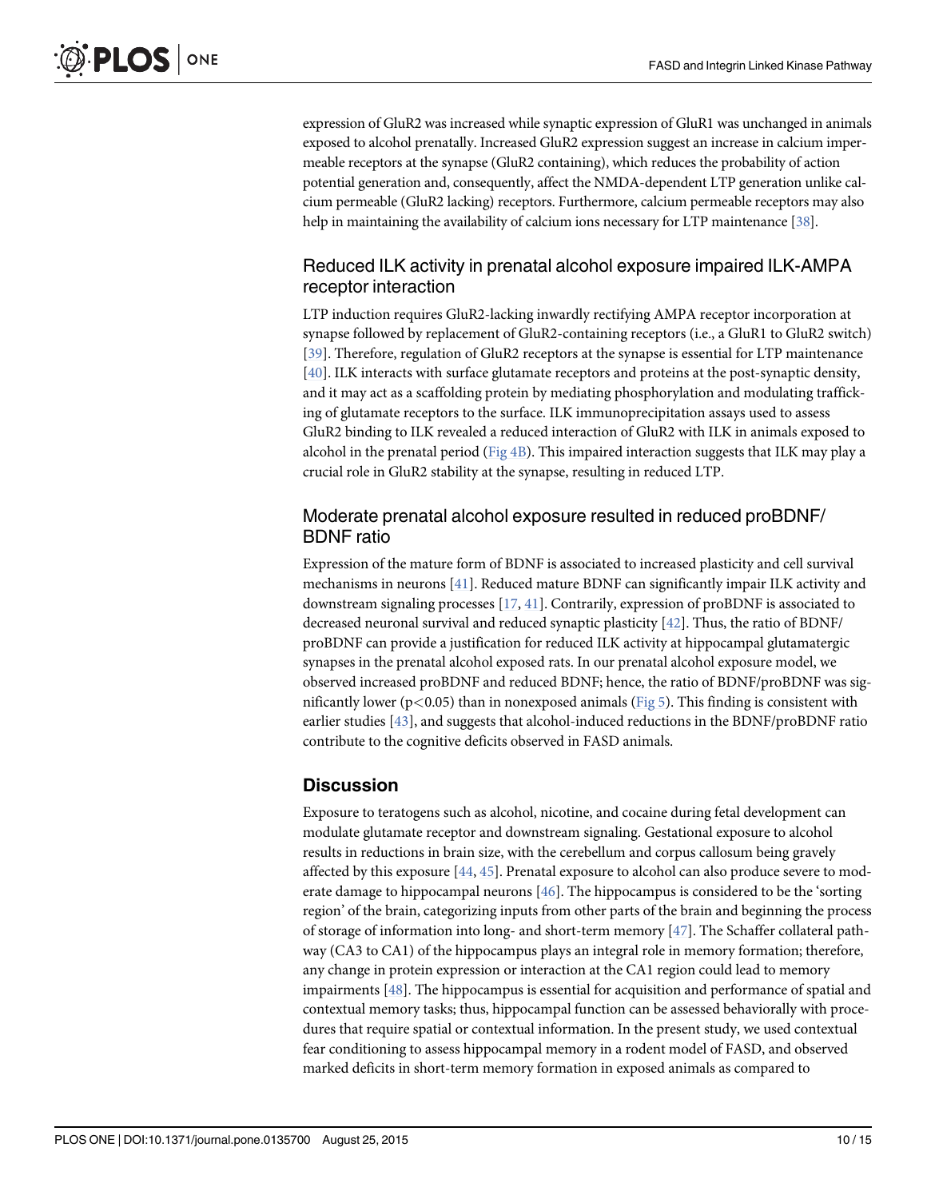expression of GluR2 was increased while synaptic expression of GluR1 was unchanged in animals exposed to alcohol prenatally. Increased GluR2 expression suggest an increase in calcium impermeable receptors at the synapse (GluR2 containing), which reduces the probability of action potential generation and, consequently, affect the NMDA-dependent LTP generation unlike calcium permeable (GluR2 lacking) receptors. Furthermore, calcium permeable receptors may also help in maintaining the availability of calcium ions necessary for LTP maintenance [38].

### Reduced ILK activity in prenatal alcohol exposure impaired ILK-AMPA receptor interaction

LTP induction requires GluR2-lacking inwardly rectifying AMPA receptor incorporation at synapse followed by replacement of GluR2-containing receptors (i.e., a GluR1 to GluR2 switch) [39]. Therefore, regulation of GluR2 receptors at the synapse is essential for LTP maintenance [40]. ILK interacts with surface glutamate receptors and proteins at the post-synaptic density, and it may act as a scaffolding protein by mediating phosphorylation and modulating trafficking of glutamate receptors to the surface. ILK immunoprecipitation assays used to assess GluR2 binding to ILK revealed a reduced interaction of GluR2 with ILK in animals exposed to alcohol in the prenatal period (Fig 4B). This impaired interaction suggests that ILK may play a crucial role in GluR2 stability at the synapse, resulting in reduced LTP.

### Moderate prenatal alcohol exposure resulted in reduced proBDNF/BDNF ratio

Expression of the mature form of BDNF is associated to increased plasticity and cell survival mechanisms in neurons [41]. Reduced mature BDNF can significantly impair ILK activity and downstream signaling processes [17, 41]. Contrarily, expression of proBDNF is associated to decreased neuronal survival and reduced synaptic plasticity [42]. Thus, the ratio of BDNF/proBDNF can provide a justification for reduced ILK activity at hippocampal glutamatergic synapses in the prenatal alcohol exposed rats. In our prenatal alcohol exposure model, we observed increased proBDNF and reduced BDNF; hence, the ratio of BDNF/proBDNF was significantly lower ($p<0.05$) than in nonexposed animals (Fig 5). This finding is consistent with earlier studies [43], and suggests that alcohol-induced reductions in the BDNF/proBDNF ratio contribute to the cognitive deficits observed in FASD animals.

## Discussion

Exposure to teratogens such as alcohol, nicotine, and cocaine during fetal development can modulate glutamate receptor and downstream signaling. Gestational exposure to alcohol results in reductions in brain size, with the cerebellum and corpus callosum being gravely affected by this exposure [44, 45]. Prenatal exposure to alcohol can also produce severe to moderate damage to hippocampal neurons [46]. The hippocampus is considered to be the 'sorting region' of the brain, categorizing inputs from other parts of the brain and beginning the process of storage of information into long- and short-term memory [47]. The Schaffer collateral pathway (CA3 to CA1) of the hippocampus plays an integral role in memory formation; therefore, any change in protein expression or interaction at the CA1 region could lead to memory impairments [48]. The hippocampus is essential for acquisition and performance of spatial and contextual memory tasks; thus, hippocampal function can be assessed behaviorally with procedures that require spatial or contextual information. In the present study, we used contextual fear conditioning to assess hippocampal memory in a rodent model of FASD, and observed marked deficits in short-term memory formation in exposed animals as compared to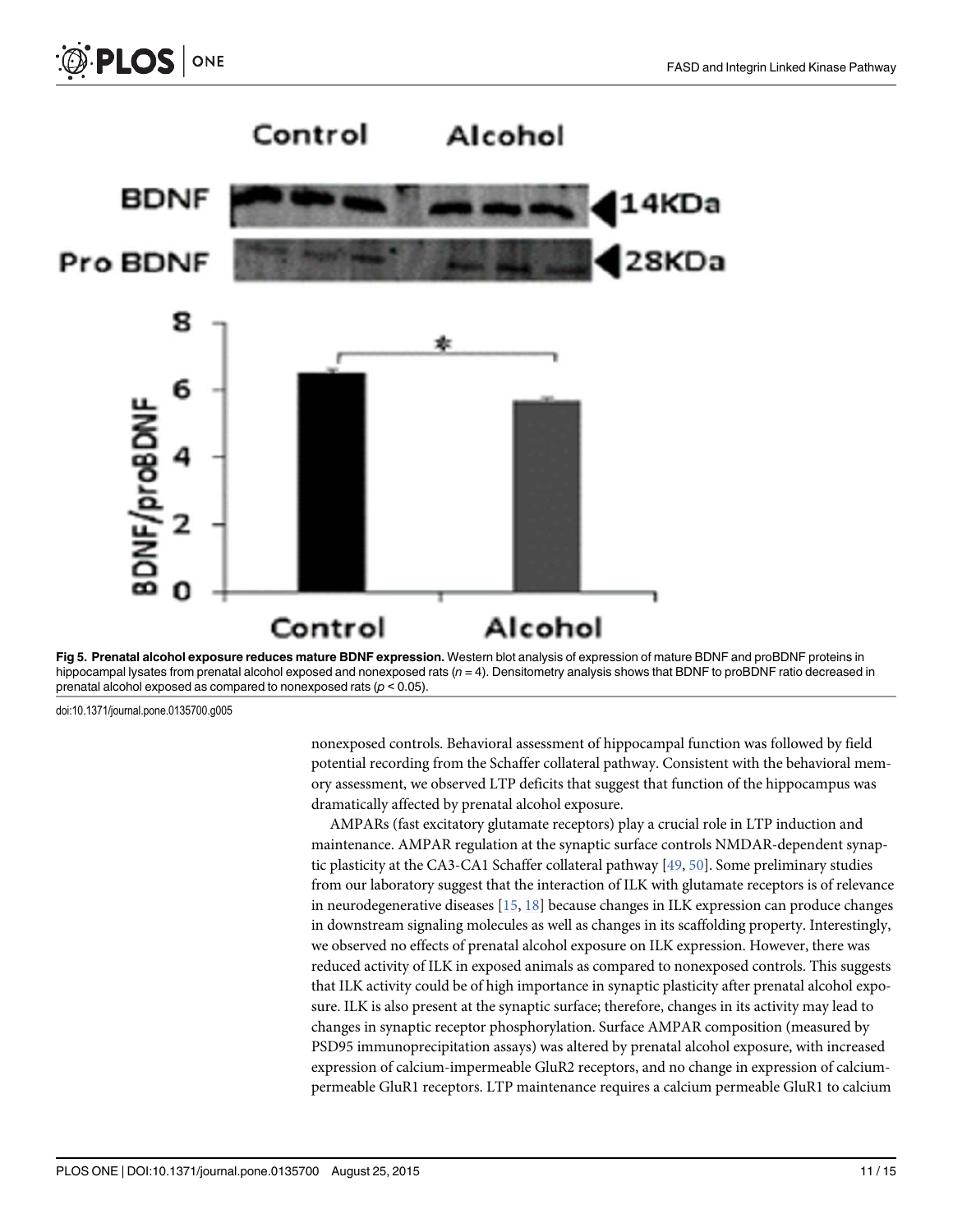**Fig 5. Prenatal alcohol exposure reduces mature BDNF expression.** Western blot analysis of expression of mature BDNF and proBDNF proteins in hippocampal lysates from prenatal alcohol exposed and nonexposed rats ($n = 4$). Densitometry analysis shows that BDNF to proBDNF ratio decreased in prenatal alcohol exposed as compared to nonexposed rats ($p < 0.05$).

doi:10.1371/journal.pone.0135700.g005

nonexposed controls. Behavioral assessment of hippocampal function was followed by field potential recording from the Schaffer collateral pathway. Consistent with the behavioral memory assessment, we observed LTP deficits that suggest that function of the hippocampus was dramatically affected by prenatal alcohol exposure.

AMPARs (fast excitatory glutamate receptors) play a crucial role in LTP induction and maintenance. AMPAR regulation at the synaptic surface controls NMDAR-dependent synaptic plasticity at the CA3-CA1 Schaffer collateral pathway [49, 50]. Some preliminary studies from our laboratory suggest that the interaction of ILK with glutamate receptors is of relevance in neurodegenerative diseases [15, 18] because changes in ILK expression can produce changes in downstream signaling molecules as well as changes in its scaffolding property. Interestingly, we observed no effects of prenatal alcohol exposure on ILK expression. However, there was reduced activity of ILK in exposed animals as compared to nonexposed controls. This suggests that ILK activity could be of high importance in synaptic plasticity after prenatal alcohol exposure. ILK is also present at the synaptic surface; therefore, changes in its activity may lead to changes in synaptic receptor phosphorylation. Surface AMPAR composition (measured by PSD95 immunoprecipitation assays) was altered by prenatal alcohol exposure, with increased expression of calcium-impermeable GluR2 receptors, and no change in expression of calcium-permeable GluR1 receptors. LTP maintenance requires a calcium permeable GluR1 to calcium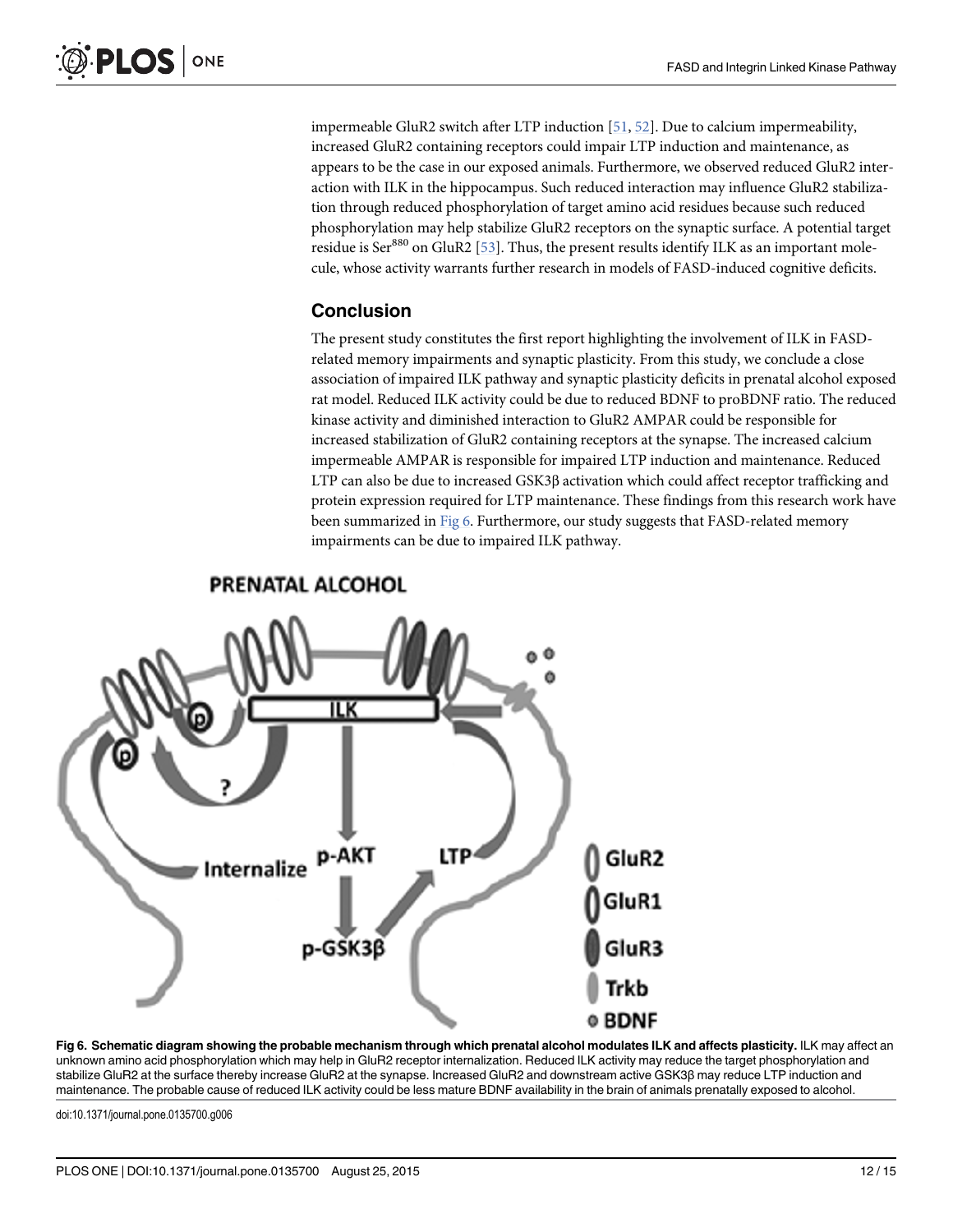impermeable GluR2 switch after LTP induction [51, 52]. Due to calcium impermeability, increased GluR2 containing receptors could impair LTP induction and maintenance, as appears to be the case in our exposed animals. Furthermore, we observed reduced GluR2 interaction with ILK in the hippocampus. Such reduced interaction may influence GluR2 stabilization through reduced phosphorylation of target amino acid residues because such reduced phosphorylation may help stabilize GluR2 receptors on the synaptic surface. A potential target residue is $Ser^{880}$ on GluR2 [53]. Thus, the present results identify ILK as an important molecule, whose activity warrants further research in models of FASD-induced cognitive deficits.

## Conclusion

The present study constitutes the first report highlighting the involvement of ILK in FASD-related memory impairments and synaptic plasticity. From this study, we conclude a close association of impaired ILK pathway and synaptic plasticity deficits in prenatal alcohol exposed rat model. Reduced ILK activity could be due to reduced BDNF to proBDNF ratio. The reduced kinase activity and diminished interaction to GluR2 AMPAR could be responsible for increased stabilization of GluR2 containing receptors at the synapse. The increased calcium impermeable AMPAR is responsible for impaired LTP induction and maintenance. Reduced LTP can also be due to increased GSK3β activation which could affect receptor trafficking and protein expression required for LTP maintenance. These findings from this research work have been summarized in Fig 6. Furthermore, our study suggests that FASD-related memory impairments can be due to impaired ILK pathway.

**Fig 6. Schematic diagram showing the probable mechanism through which prenatal alcohol modulates ILK and affects plasticity.** ILK may affect an unknown amino acid phosphorylation which may help in GluR2 receptor internalization. Reduced ILK activity may reduce the target phosphorylation and stabilize GluR2 at the surface thereby increase GluR2 at the synapse. Increased GluR2 and downstream active GSK3β may reduce LTP induction and maintenance. The probable cause of reduced ILK activity could be less mature BDNF availability in the brain of animals prenatally exposed to alcohol.

doi:10.1371/journal.pone.0135700.g006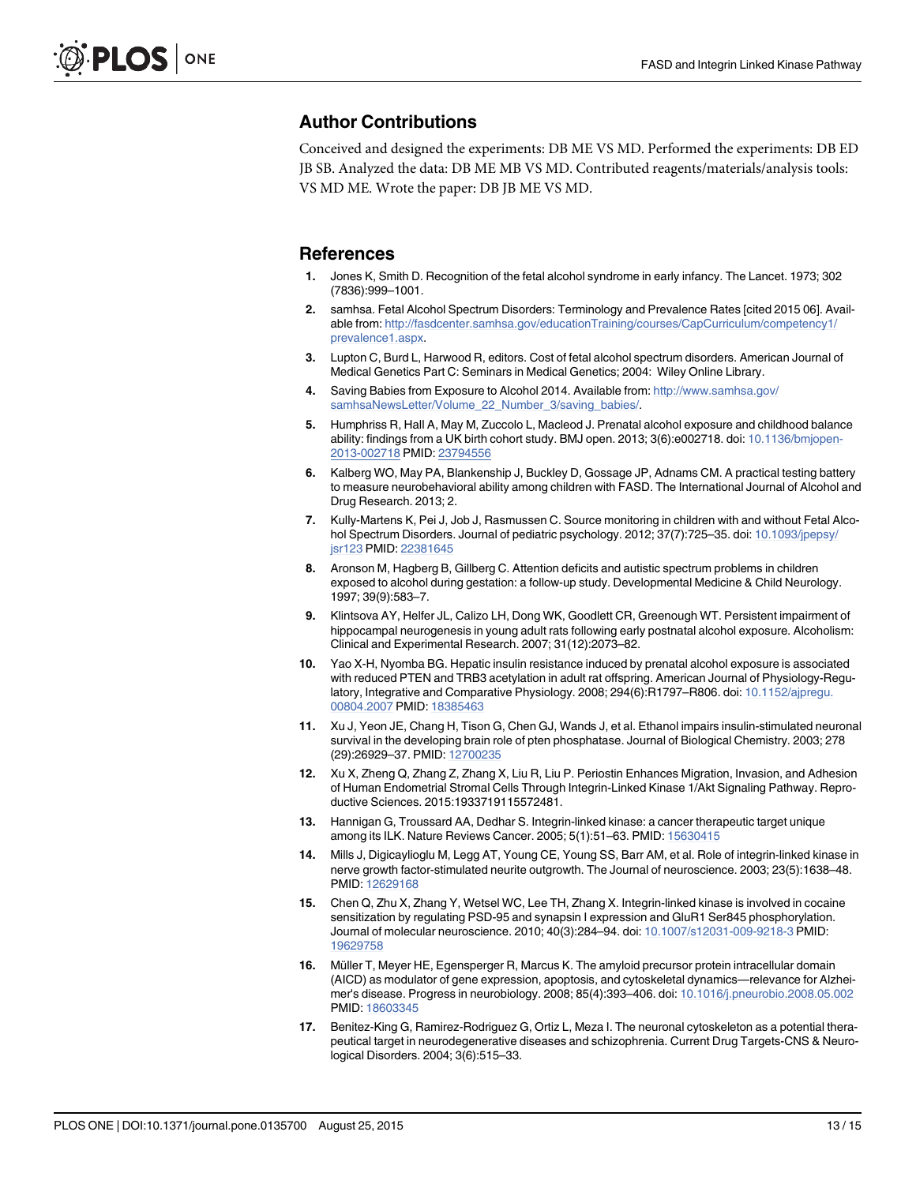## Author Contributions

Conceived and designed the experiments: DB ME VS MD. Performed the experiments: DB ED JB SB. Analyzed the data: DB ME MB VS MD. Contributed reagents/materials/analysis tools: VS MD ME. Wrote the paper: DB JB ME VS MD.

## References

1. Jones K, Smith D. Recognition of the fetal alcohol syndrome in early infancy. The Lancet. 1973; 302 (7836):999–1001.
2. samhsa. Fetal Alcohol Spectrum Disorders: Terminology and Prevalence Rates [cited 2015 06]. Available from: http://fasdcenter.samhsa.gov/educationTraining/courses/CapCurriculum/competency1/prevalence1.aspx.
3. Lupton C, Burd L, Harwood R, editors. Cost of fetal alcohol spectrum disorders. American Journal of Medical Genetics Part C: Seminars in Medical Genetics; 2004: Wiley Online Library.
4. Saving Babies from Exposure to Alcohol 2014. Available from: http://www.samhsa.gov/samhsaNewsLetter/Volume_22_Number_3/saving_babies/.
5. Humphriss R, Hall A, May M, Zuccolo L, Macleod J. Prenatal alcohol exposure and childhood balance ability: findings from a UK birth cohort study. BMJ open. 2013; 3(6):e002718. doi: 10.1136/bmjopen-2013-002718 PMID: 23794556
6. Kalberg WO, May PA, Blankenship J, Buckley D, Gossage JP, Adnams CM. A practical testing battery to measure neurobehavioral ability among children with FASD. The International Journal of Alcohol and Drug Research. 2013; 2.
7. Kully-Martens K, Pei J, Job J, Rasmussen C. Source monitoring in children with and without Fetal Alcohol Spectrum Disorders. Journal of pediatric psychology. 2012; 37(7):725–35. doi: 10.1093/jpepsy/jsr123 PMID: 22381645
8. Aronson M, Hagberg B, Gillberg C. Attention deficits and autistic spectrum problems in children exposed to alcohol during gestation: a follow-up study. Developmental Medicine & Child Neurology. 1997; 39(9):583–7.
9. Klintsova AY, Helfer JL, Calizo LH, Dong WK, Goodlett CR, Greenough WT. Persistent impairment of hippocampal neurogenesis in young adult rats following early postnatal alcohol exposure. Alcoholism: Clinical and Experimental Research. 2007; 31(12):2073–82.
10. Yao X-H, Nyomba BG. Hepatic insulin resistance induced by prenatal alcohol exposure is associated with reduced PTEN and TRB3 acetylation in adult rat offspring. American Journal of Physiology-Regulatory, Integrative and Comparative Physiology. 2008; 294(6):R1797–R806. doi: 10.1152/ajpregu.00804.2007 PMID: 18385463
11. Xu J, Yeon JE, Chang H, Tison G, Chen GJ, Wands J, et al. Ethanol impairs insulin-stimulated neuronal survival in the developing brain role of pten phosphatase. Journal of Biological Chemistry. 2003; 278 (29):26929–37. PMID: 12700235
12. Xu X, Zheng Q, Zhang Z, Zhang X, Liu R, Liu P. Periostin Enhances Migration, Invasion, and Adhesion of Human Endometrial Stromal Cells Through Integrin-Linked Kinase 1/Akt Signaling Pathway. Reproductive Sciences. 2015:1933719115572481.
13. Hannigan G, Troussard AA, Dedhar S. Integrin-linked kinase: a cancer therapeutic target unique among its ILK. Nature Reviews Cancer. 2005; 5(1):51–63. PMID: 15630415
14. Mills J, Digicaylioglu M, Legg AT, Young CE, Young SS, Barr AM, et al. Role of integrin-linked kinase in nerve growth factor-stimulated neurite outgrowth. The Journal of neuroscience. 2003; 23(5):1638–48. PMID: 12629168
15. Chen Q, Zhu X, Zhang Y, Wetsel WC, Lee TH, Zhang X. Integrin-linked kinase is involved in cocaine sensitization by regulating PSD-95 and synapsin I expression and GluR1 Ser845 phosphorylation. Journal of molecular neuroscience. 2010; 40(3):284–94. doi: 10.1007/s12031-009-9218-3 PMID: 19629758
16. Müller T, Meyer HE, Egensperger R, Marcus K. The amyloid precursor protein intracellular domain (AICD) as modulator of gene expression, apoptosis, and cytoskeletal dynamics—relevance for Alzheimer's disease. Progress in neurobiology. 2008; 85(4):393–406. doi: 10.1016/j.pneurobio.2008.05.002 PMID: 18603345
17. Benitez-King G, Ramirez-Rodriguez G, Ortiz L, Meza I. The neuronal cytoskeleton as a potential therapeutical target in neurodegenerative diseases and schizophrenia. Current Drug Targets-CNS & Neurological Disorders. 2004; 3(6):515–33.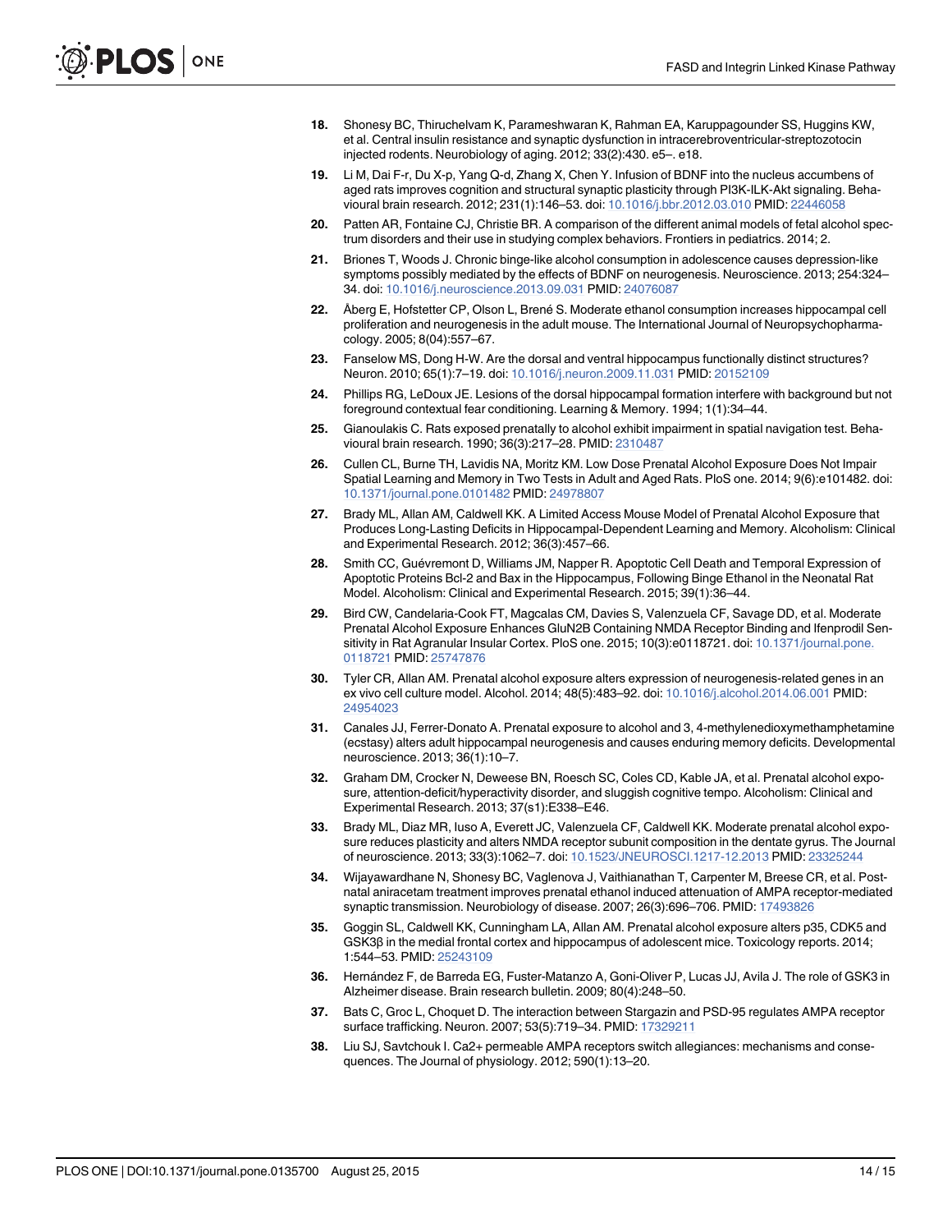18. Shonesy BC, Thiruchelvam K, Parameshwaran K, Rahman EA, Karuppagounder SS, Huggins KW, et al. Central insulin resistance and synaptic dysfunction in intracerebroventricular-streptozotocin injected rodents. Neurobiology of aging. 2012; 33(2):430. e5–. e18.
19. Li M, Dai F-r, Du X-p, Yang Q-d, Zhang X, Chen Y. Infusion of BDNF into the nucleus accumbens of aged rats improves cognition and structural synaptic plasticity through PI3K-ILK-Akt signaling. Behavioural brain research. 2012; 231(1):146–53. doi: 10.1016/j.bbr.2012.03.010 PMID: 22446058
20. Patten AR, Fontaine CJ, Christie BR. A comparison of the different animal models of fetal alcohol spectrum disorders and their use in studying complex behaviors. Frontiers in pediatrics. 2014; 2.
21. Briones T, Woods J. Chronic binge-like alcohol consumption in adolescence causes depression-like symptoms possibly mediated by the effects of BDNF on neurogenesis. Neuroscience. 2013; 254:324–34. doi: 10.1016/j.neuroscience.2013.09.031 PMID: 24076087
22. Åberg E, Hofstetter CP, Olson L, Brené S. Moderate ethanol consumption increases hippocampal cell proliferation and neurogenesis in the adult mouse. The International Journal of Neuropsychopharmacology. 2005; 8(04):557–67.
23. Fanselow MS, Dong H-W. Are the dorsal and ventral hippocampus functionally distinct structures? Neuron. 2010; 65(1):7–19. doi: 10.1016/j.neuron.2009.11.031 PMID: 20152109
24. Phillips RG, LeDoux JE. Lesions of the dorsal hippocampal formation interfere with background but not foreground contextual fear conditioning. Learning & Memory. 1994; 1(1):34–44.
25. Gianoulakis C. Rats exposed prenatally to alcohol exhibit impairment in spatial navigation test. Behavioural brain research. 1990; 36(3):217–28. PMID: 2310487
26. Cullen CL, Burne TH, Lavidis NA, Moritz KM. Low Dose Prenatal Alcohol Exposure Does Not Impair Spatial Learning and Memory in Two Tests in Adult and Aged Rats. PloS one. 2014; 9(6):e101482. doi: 10.1371/journal.pone.0101482 PMID: 24978807
27. Brady ML, Allan AM, Caldwell KK. A Limited Access Mouse Model of Prenatal Alcohol Exposure that Produces Long-Lasting Deficits in Hippocampal-Dependent Learning and Memory. Alcoholism: Clinical and Experimental Research. 2012; 36(3):457–66.
28. Smith CC, Guévremont D, Williams JM, Napper R. Apoptotic Cell Death and Temporal Expression of Apoptotic Proteins Bcl-2 and Bax in the Hippocampus, Following Binge Ethanol in the Neonatal Rat Model. Alcoholism: Clinical and Experimental Research. 2015; 39(1):36–44.
29. Bird CW, Candelaria-Cook FT, Magcalas CM, Davies S, Valenzuela CF, Savage DD, et al. Moderate Prenatal Alcohol Exposure Enhances GluN2B Containing NMDA Receptor Binding and Ifenprodil Sensitivity in Rat Agranular Insular Cortex. PloS one. 2015; 10(3):e0118721. doi: 10.1371/journal.pone.0118721 PMID: 25747876
30. Tyler CR, Allan AM. Prenatal alcohol exposure alters expression of neurogenesis-related genes in an ex vivo cell culture model. Alcohol. 2014; 48(5):483–92. doi: 10.1016/j.alcohol.2014.06.001 PMID: 24954023
31. Canales JJ, Ferrer-Donato A. Prenatal exposure to alcohol and 3, 4-methylenedioxymethamphetamine (ecstasy) alters adult hippocampal neurogenesis and causes enduring memory deficits. Developmental neuroscience. 2013; 36(1):10–7.
32. Graham DM, Crocker N, Deweese BN, Roesch SC, Coles CD, Kable JA, et al. Prenatal alcohol exposure, attention-deficit/hyperactivity disorder, and sluggish cognitive tempo. Alcoholism: Clinical and Experimental Research. 2013; 37(s1):E338–E46.
33. Brady ML, Diaz MR, Iuso A, Everett JC, Valenzuela CF, Caldwell KK. Moderate prenatal alcohol exposure reduces plasticity and alters NMDA receptor subunit composition in the dentate gyrus. The Journal of neuroscience. 2013; 33(3):1062–7. doi: 10.1523/JNEUROSCI.1217-12.2013 PMID: 23325244
34. Wijayawardhane N, Shonesy BC, Vaglenova J, Vaithianathan T, Carpenter M, Breese CR, et al. Postnatal aniracetam treatment improves prenatal ethanol induced attenuation of AMPA receptor-mediated synaptic transmission. Neurobiology of disease. 2007; 26(3):696–706. PMID: 17493826
35. Goggin SL, Caldwell KK, Cunningham LA, Allan AM. Prenatal alcohol exposure alters p35, CDK5 and GSK3β in the medial frontal cortex and hippocampus of adolescent mice. Toxicology reports. 2014; 1:544–53. PMID: 25243109
36. Hernández F, de Barreda EG, Fuster-Matanzo A, Goni-Oliver P, Lucas JJ, Avila J. The role of GSK3 in Alzheimer disease. Brain research bulletin. 2009; 80(4):248–50.
37. Bats C, Groc L, Choquet D. The interaction between Stargazin and PSD-95 regulates AMPA receptor surface trafficking. Neuron. 2007; 53(5):719–34. PMID: 17329211
38. Liu SJ, Savtchouk I. Ca2+ permeable AMPA receptors switch allegiances: mechanisms and consequences. The Journal of physiology. 2012; 590(1):13–20.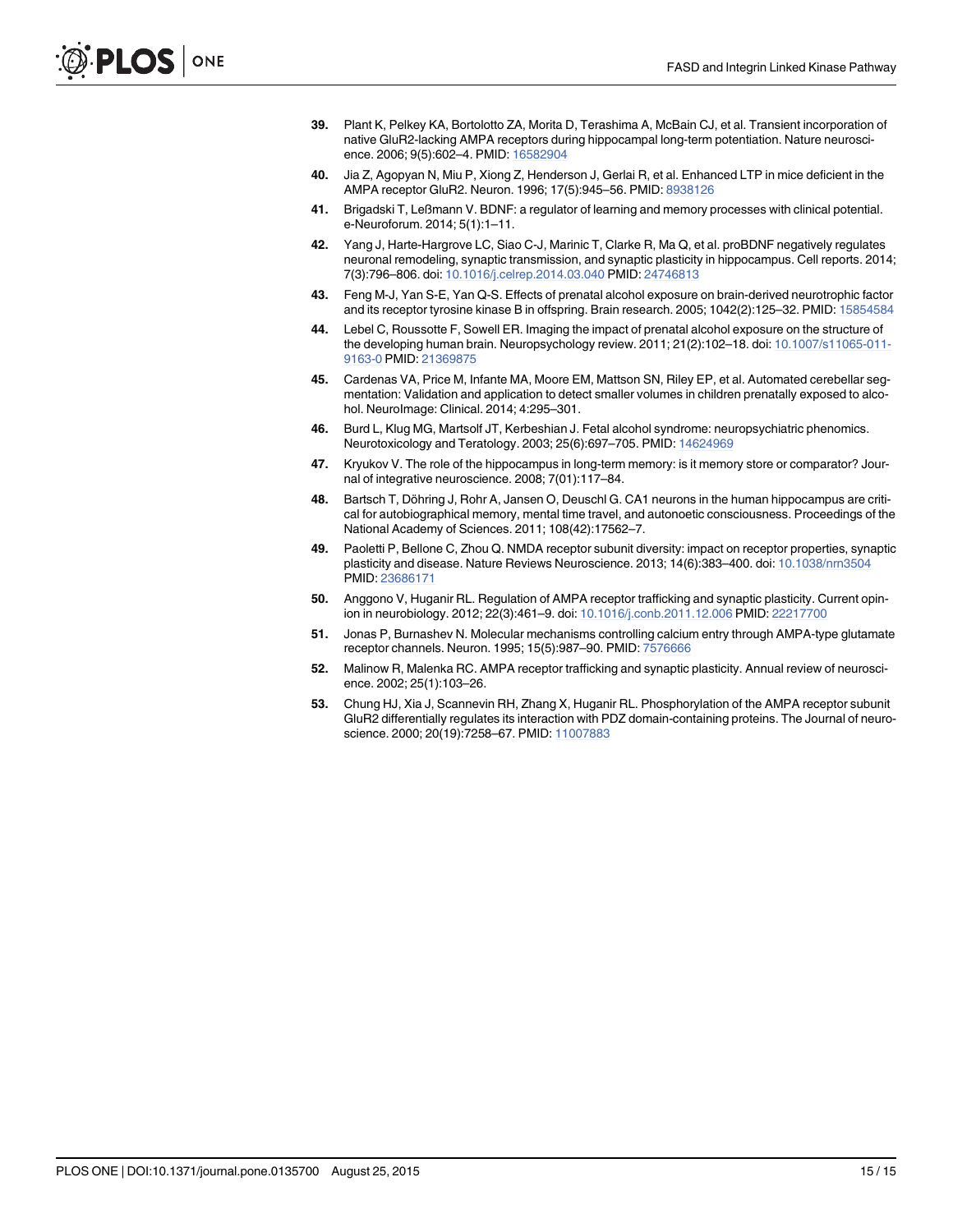39. Plant K, Pelkey KA, Bortolotto ZA, Morita D, Terashima A, McBain CJ, et al. Transient incorporation of native GluR2-lacking AMPA receptors during hippocampal long-term potentiation. Nature neuroscience. 2006; 9(5):602–4. PMID: 16582904

40. Jia Z, Agopyan N, Miu P, Xiong Z, Henderson J, Gerlai R, et al. Enhanced LTP in mice deficient in the AMPA receptor GluR2. Neuron. 1996; 17(5):945–56. PMID: 8938126

41. Brigadski T, Leßmann V. BDNF: a regulator of learning and memory processes with clinical potential. e-Neuroforum. 2014; 5(1):1–11.

42. Yang J, Harte-Hargrove LC, Siao C-J, Marinic T, Clarke R, Ma Q, et al. proBDNF negatively regulates neuronal remodeling, synaptic transmission, and synaptic plasticity in hippocampus. Cell reports. 2014; 7(3):796–806. doi: 10.1016/j.celrep.2014.03.040 PMID: 24746813

43. Feng M-J, Yan S-E, Yan Q-S. Effects of prenatal alcohol exposure on brain-derived neurotrophic factor and its receptor tyrosine kinase B in offspring. Brain research. 2005; 1042(2):125–32. PMID: 15854584

44. Lebel C, Roussotte F, Sowell ER. Imaging the impact of prenatal alcohol exposure on the structure of the developing human brain. Neuropsychology review. 2011; 21(2):102–18. doi: 10.1007/s11065-011-9163-0 PMID: 21369875

45. Cardenas VA, Price M, Infante MA, Moore EM, Mattson SN, Riley EP, et al. Automated cerebellar segmentation: Validation and application to detect smaller volumes in children prenatally exposed to alcohol. NeuroImage: Clinical. 2014; 4:295–301.

46. Burd L, Klug MG, Martsolf JT, Kerbeshian J. Fetal alcohol syndrome: neuropsychiatric phenomics. Neurotoxicology and Teratology. 2003; 25(6):697–705. PMID: 14624969

47. Kryukov V. The role of the hippocampus in long-term memory: is it memory store or comparator? Journal of integrative neuroscience. 2008; 7(01):117–84.

48. Bartsch T, Döhring J, Rohr A, Jansen O, Deuschl G. CA1 neurons in the human hippocampus are critical for autobiographical memory, mental time travel, and autonoetic consciousness. Proceedings of the National Academy of Sciences. 2011; 108(42):17562–7.

49. Paoletti P, Bellone C, Zhou Q. NMDA receptor subunit diversity: impact on receptor properties, synaptic plasticity and disease. Nature Reviews Neuroscience. 2013; 14(6):383–400. doi: 10.1038/nrn3504 PMID: 23686171

50. Anggono V, Huganir RL. Regulation of AMPA receptor trafficking and synaptic plasticity. Current opinion in neurobiology. 2012; 22(3):461–9. doi: 10.1016/j.conb.2011.12.006 PMID: 22217700

51. Jonas P, Burnashev N. Molecular mechanisms controlling calcium entry through AMPA-type glutamate receptor channels. Neuron. 1995; 15(5):987–90. PMID: 7576666

52. Malinow R, Malenka RC. AMPA receptor trafficking and synaptic plasticity. Annual review of neuroscience. 2002; 25(1):103–26.

53. Chung HJ, Xia J, Scannevin RH, Zhang X, Huganir RL. Phosphorylation of the AMPA receptor subunit GluR2 differentially regulates its interaction with PDZ domain-containing proteins. The Journal of neuroscience. 2000; 20(19):7258–67. PMID: 11007883